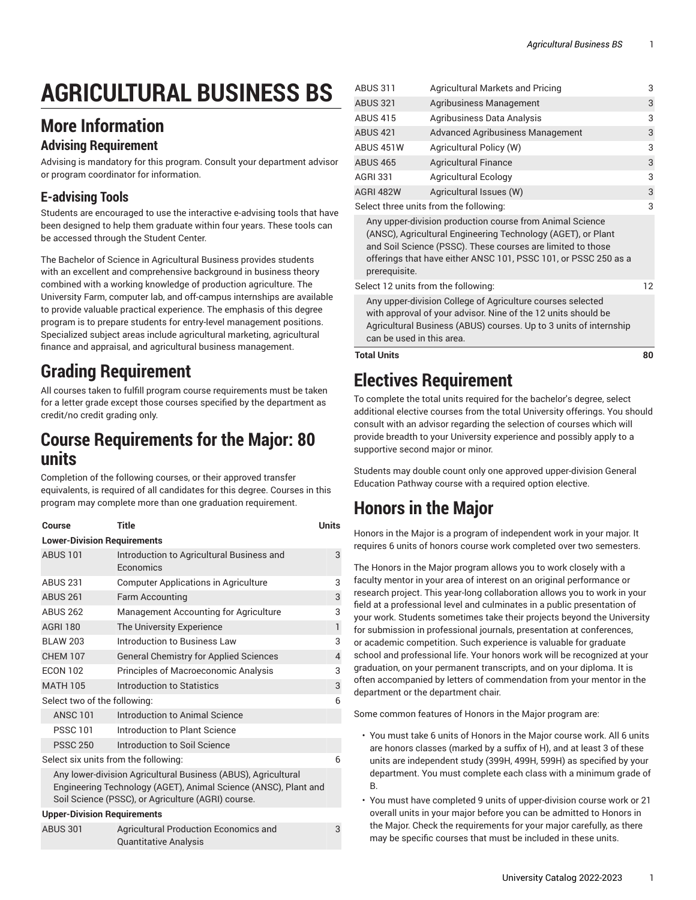# AGRICULTURAL BUSINESS BS

## More Information

### Advising Requirement

Advising is mandatory for this program. Consult your department advisor or program coordinator for information.

### E-advising Tools

Students are encouraged to use the interactive e-advising tools that have been designed to help them graduate within four years. These tools can be accessed through the Student Center.

The Bachelor of Science in Agricultural Business provides students with an excellent and comprehensive background in business theory combined with a working knowledge of production agriculture. The University Farm, computer lab, and off-campus internships are available to provide valuable practical experience. The emphasis of this degree program is to prepare students for entry-level management positions. Specialized subject areas include agricultural marketing, agricultural finance and appraisal, and agricultural business management.

## Grading Requirement

All courses taken to fulfill program course requirements must be taken for a letter grade except those courses specified by the department as credit/no credit grading only.

## Course Requirements for the Major: 80 units

Completion of the following courses, or their approved transfer equivalents, is required of all candidates for this degree. Courses in this program may complete more than one graduation requirement.

| Course | Title | Units |
|---|---|---|
| **Lower-Division Requirements** | | |
| ABUS 101 | Introduction to Agricultural Business and Economics | 3 |
| ABUS 231 | Computer Applications in Agriculture | 3 |
| ABUS 261 | Farm Accounting | 3 |
| ABUS 262 | Management Accounting for Agriculture | 3 |
| AGRI 180 | The University Experience | 1 |
| BLAW 203 | Introduction to Business Law | 3 |
| CHEM 107 | General Chemistry for Applied Sciences | 4 |
| ECON 102 | Principles of Macroeconomic Analysis | 3 |
| MATH 105 | Introduction to Statistics | 3 |
| Select two of the following: | | 6 |
| ANSC 101 | Introduction to Animal Science | |
| PSSC 101 | Introduction to Plant Science | |
| PSSC 250 | Introduction to Soil Science | |
| Select six units from the following: | | 6 |
| Any lower-division Agricultural Business (ABUS), Agricultural Engineering Technology (AGET), Animal Science (ANSC), Plant and Soil Science (PSSC), or Agriculture (AGRI) course. | | |
| **Upper-Division Requirements** | | |
| ABUS 301 | Agricultural Production Economics and Quantitative Analysis | 3 |
| ABUS 311 | Agricultural Markets and Pricing | 3 |
| ABUS 321 | Agribusiness Management | 3 |
| ABUS 415 | Agribusiness Data Analysis | 3 |
| ABUS 421 | Advanced Agribusiness Management | 3 |
| ABUS 451W | Agricultural Policy (W) | 3 |
| ABUS 465 | Agricultural Finance | 3 |
| AGRI 331 | Agricultural Ecology | 3 |
| AGRI 482W | Agricultural Issues (W) | 3 |
| Select three units from the following: | | 3 |
| Any upper-division production course from Animal Science (ANSC), Agricultural Engineering Technology (AGET), or Plant and Soil Science (PSSC). These courses are limited to those offerings that have either ANSC 101, PSSC 101, or PSSC 250 as a prerequisite. | | |
| Select 12 units from the following: | | 12 |
| Any upper-division College of Agriculture courses selected with approval of your advisor. Nine of the 12 units should be Agricultural Business (ABUS) courses. Up to 3 units of internship can be used in this area. | | |
| **Total Units** | | **80** |

## Electives Requirement

To complete the total units required for the bachelor's degree, select additional elective courses from the total University offerings. You should consult with an advisor regarding the selection of courses which will provide breadth to your University experience and possibly apply to a supportive second major or minor.

Students may double count only one approved upper-division General Education Pathway course with a required option elective.

## Honors in the Major

Honors in the Major is a program of independent work in your major. It requires 6 units of honors course work completed over two semesters.

The Honors in the Major program allows you to work closely with a faculty mentor in your area of interest on an original performance or research project. This year-long collaboration allows you to work in your field at a professional level and culminates in a public presentation of your work. Students sometimes take their projects beyond the University for submission in professional journals, presentation at conferences, or academic competition. Such experience is valuable for graduate school and professional life. Your honors work will be recognized at your graduation, on your permanent transcripts, and on your diploma. It is often accompanied by letters of commendation from your mentor in the department or the department chair.

Some common features of Honors in the Major program are:

- You must take 6 units of Honors in the Major course work. All 6 units are honors classes (marked by a suffix of H), and at least 3 of these units are independent study (399H, 499H, 599H) as specified by your department. You must complete each class with a minimum grade of B.
- You must have completed 9 units of upper-division course work or 21 overall units in your major before you can be admitted to Honors in the Major. Check the requirements for your major carefully, as there may be specific courses that must be included in these units.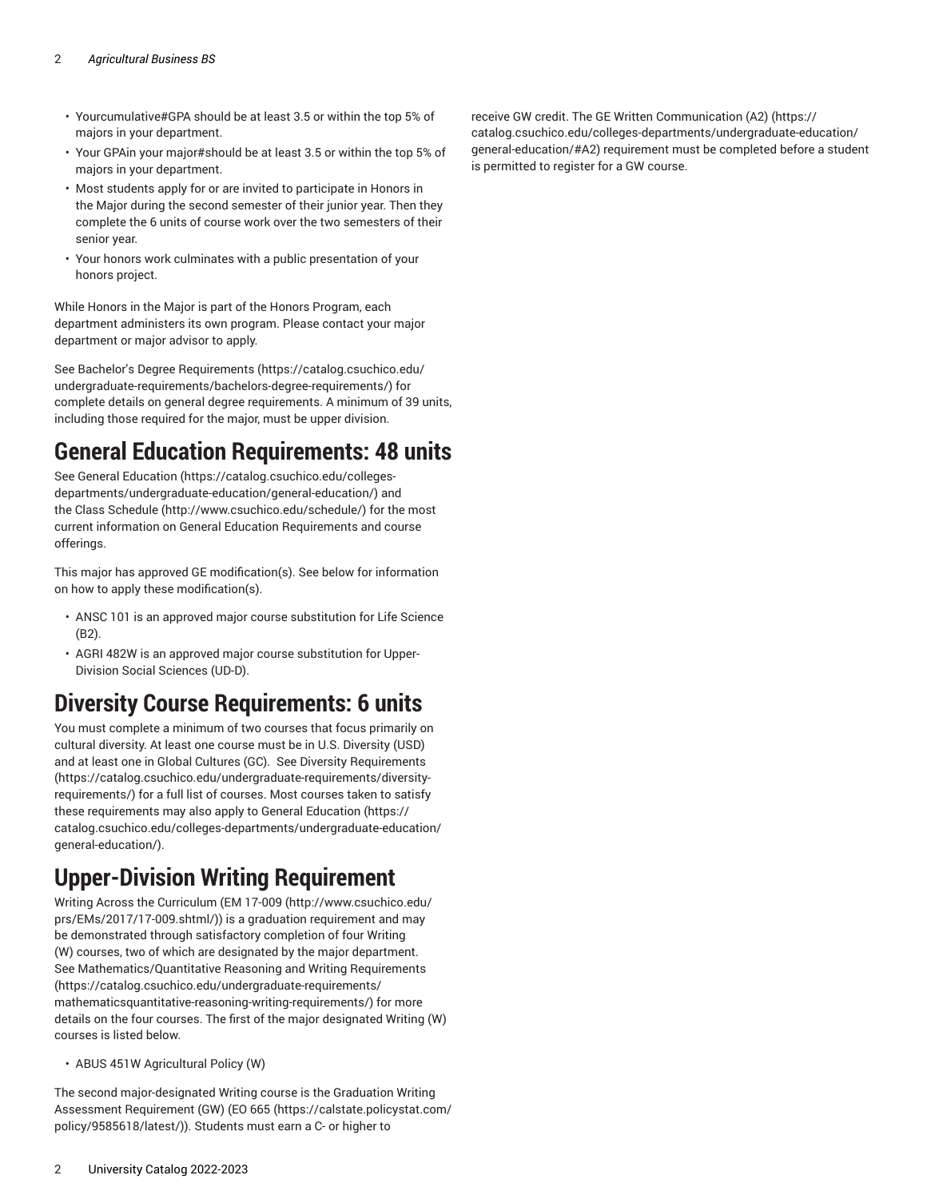- Yourcumulative#GPA should be at least 3.5 or within the top 5% of majors in your department.
- Your GPAin your major#should be at least 3.5 or within the top 5% of majors in your department.
- Most students apply for or are invited to participate in Honors in the Major during the second semester of their junior year. Then they complete the 6 units of course work over the two semesters of their senior year.
- Your honors work culminates with a public presentation of your honors project.

While Honors in the Major is part of the Honors Program, each department administers its own program. Please contact your major department or major advisor to apply.

See Bachelor's Degree Requirements (https://catalog.csuchico.edu/undergraduate-requirements/bachelors-degree-requirements/) for complete details on general degree requirements. A minimum of 39 units, including those required for the major, must be upper division.

# General Education Requirements: 48 units

See General Education (https://catalog.csuchico.edu/colleges-departments/undergraduate-education/general-education/) and the Class Schedule (http://www.csuchico.edu/schedule/) for the most current information on General Education Requirements and course offerings.

This major has approved GE modification(s). See below for information on how to apply these modification(s).

- ANSC 101 is an approved major course substitution for Life Science (B2).
- AGRI 482W is an approved major course substitution for Upper-Division Social Sciences (UD-D).

# Diversity Course Requirements: 6 units

You must complete a minimum of two courses that focus primarily on cultural diversity. At least one course must be in U.S. Diversity (USD) and at least one in Global Cultures (GC). See Diversity Requirements (https://catalog.csuchico.edu/undergraduate-requirements/diversity-requirements/) for a full list of courses. Most courses taken to satisfy these requirements may also apply to General Education (https://catalog.csuchico.edu/colleges-departments/undergraduate-education/general-education/).

# Upper-Division Writing Requirement

Writing Across the Curriculum (EM 17-009 (http://www.csuchico.edu/prs/EMs/2017/17-009.shtml/)) is a graduation requirement and may be demonstrated through satisfactory completion of four Writing (W) courses, two of which are designated by the major department. See Mathematics/Quantitative Reasoning and Writing Requirements (https://catalog.csuchico.edu/undergraduate-requirements/mathematicsquantitative-reasoning-writing-requirements/) for more details on the four courses. The first of the major designated Writing (W) courses is listed below.

- ABUS 451W Agricultural Policy (W)

The second major-designated Writing course is the Graduation Writing Assessment Requirement (GW) (EO 665 (https://calstate.policystat.com/policy/9585618/latest/)). Students must earn a C- or higher to receive GW credit. The GE Written Communication (A2) (https://catalog.csuchico.edu/colleges-departments/undergraduate-education/general-education/#A2) requirement must be completed before a student is permitted to register for a GW course.